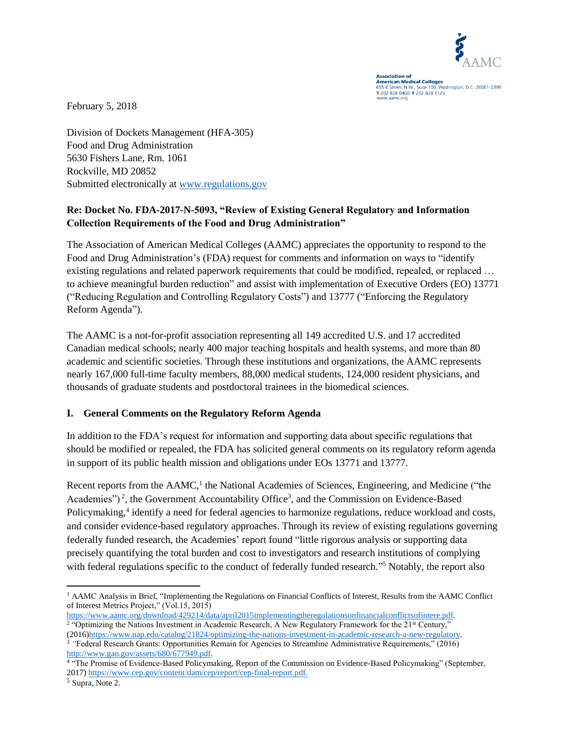AAMC

**Association of American Medical Colleges**
655 K Street, N.W., Suite 100, Washington, D.C. 20001-2399
T 202 828 0400 F 202 828 1125
www.aamc.org

February 5, 2018

Division of Dockets Management (HFA-305)
Food and Drug Administration
5630 Fishers Lane, Rm. 1061
Rockville, MD 20852
Submitted electronically at www.regulations.gov

**Re: Docket No. FDA-2017-N-5093, "Review of Existing General Regulatory and Information Collection Requirements of the Food and Drug Administration"**

The Association of American Medical Colleges (AAMC) appreciates the opportunity to respond to the Food and Drug Administration's (FDA) request for comments and information on ways to "identify existing regulations and related paperwork requirements that could be modified, repealed, or replaced … to achieve meaningful burden reduction" and assist with implementation of Executive Orders (EO) 13771 ("Reducing Regulation and Controlling Regulatory Costs") and 13777 ("Enforcing the Regulatory Reform Agenda").

The AAMC is a not-for-profit association representing all 149 accredited U.S. and 17 accredited Canadian medical schools; nearly 400 major teaching hospitals and health systems, and more than 80 academic and scientific societies. Through these institutions and organizations, the AAMC represents nearly 167,000 full-time faculty members, 88,000 medical students, 124,000 resident physicians, and thousands of graduate students and postdoctoral trainees in the biomedical sciences.

## I. General Comments on the Regulatory Reform Agenda

In addition to the FDA's request for information and supporting data about specific regulations that should be modified or repealed, the FDA has solicited general comments on its regulatory reform agenda in support of its public health mission and obligations under EOs 13771 and 13777.

Recent reports from the AAMC,[1] the National Academies of Sciences, Engineering, and Medicine ("the Academies")[2], the Government Accountability Office[3], and the Commission on Evidence-Based Policymaking,[4] identify a need for federal agencies to harmonize regulations, reduce workload and costs, and consider evidence-based regulatory approaches. Through its review of existing regulations governing federally funded research, the Academies' report found "little rigorous analysis or supporting data precisely quantifying the total burden and cost to investigators and research institutions of complying with federal regulations specific to the conduct of federally funded research."[5] Notably, the report also

---

[1] AAMC Analysis in Brief, "Implementing the Regulations on Financial Conflicts of Interest, Results from the AAMC Conflict of Interest Metrics Project," (Vol.15, 2015) https://www.aamc.org/download/429214/data/april2015implementingtheregulationsonfinancialconflictsofintere.pdf.

[2] "Optimizing the Nations Investment in Academic Research, A New Regulatory Framework for the 21st Century," (2016)https://www.nap.edu/catalog/21824/optimizing-the-nations-investment-in-academic-research-a-new-regulatory.

[3] "Federal Research Grants: Opportunities Remain for Agencies to Streamline Administrative Requirements," (2016) http://www.gao.gov/assets/680/677949.pdf.

[4] "The Promise of Evidence-Based Policymaking, Report of the Commission on Evidence-Based Policymaking" (September, 2017) https://www.cep.gov/content/dam/cep/report/cep-final-report.pdf.

[5] Supra, Note 2.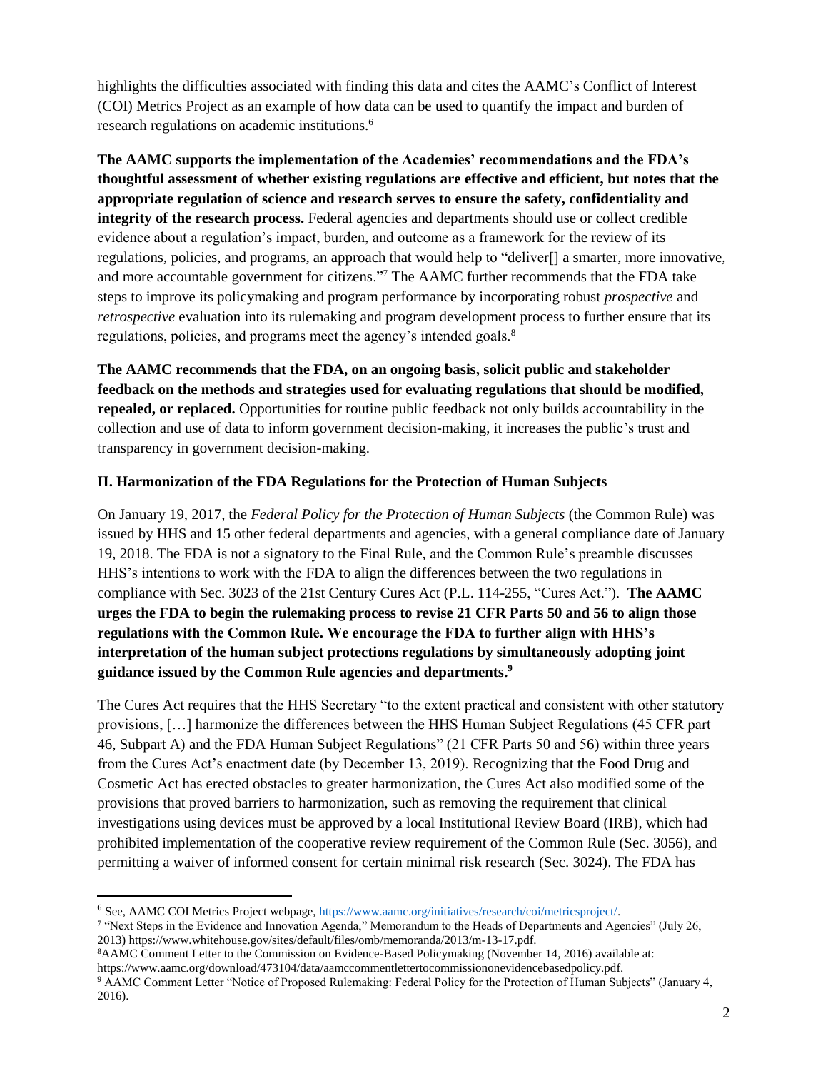highlights the difficulties associated with finding this data and cites the AAMC's Conflict of Interest (COI) Metrics Project as an example of how data can be used to quantify the impact and burden of research regulations on academic institutions.[6]

**The AAMC supports the implementation of the Academies' recommendations and the FDA's thoughtful assessment of whether existing regulations are effective and efficient, but notes that the appropriate regulation of science and research serves to ensure the safety, confidentiality and integrity of the research process.** Federal agencies and departments should use or collect credible evidence about a regulation's impact, burden, and outcome as a framework for the review of its regulations, policies, and programs, an approach that would help to "deliver[] a smarter, more innovative, and more accountable government for citizens."[7] The AAMC further recommends that the FDA take steps to improve its policymaking and program performance by incorporating robust *prospective* and *retrospective* evaluation into its rulemaking and program development process to further ensure that its regulations, policies, and programs meet the agency's intended goals.[8]

**The AAMC recommends that the FDA, on an ongoing basis, solicit public and stakeholder feedback on the methods and strategies used for evaluating regulations that should be modified, repealed, or replaced.** Opportunities for routine public feedback not only builds accountability in the collection and use of data to inform government decision-making, it increases the public's trust and transparency in government decision-making.

## II. Harmonization of the FDA Regulations for the Protection of Human Subjects

On January 19, 2017, the *Federal Policy for the Protection of Human Subjects* (the Common Rule) was issued by HHS and 15 other federal departments and agencies, with a general compliance date of January 19, 2018. The FDA is not a signatory to the Final Rule, and the Common Rule's preamble discusses HHS's intentions to work with the FDA to align the differences between the two regulations in compliance with Sec. 3023 of the 21st Century Cures Act (P.L. 114-255, "Cures Act."). **The AAMC urges the FDA to begin the rulemaking process to revise 21 CFR Parts 50 and 56 to align those regulations with the Common Rule. We encourage the FDA to further align with HHS's interpretation of the human subject protections regulations by simultaneously adopting joint guidance issued by the Common Rule agencies and departments.[9]**

The Cures Act requires that the HHS Secretary "to the extent practical and consistent with other statutory provisions, […] harmonize the differences between the HHS Human Subject Regulations (45 CFR part 46, Subpart A) and the FDA Human Subject Regulations" (21 CFR Parts 50 and 56) within three years from the Cures Act's enactment date (by December 13, 2019). Recognizing that the Food Drug and Cosmetic Act has erected obstacles to greater harmonization, the Cures Act also modified some of the provisions that proved barriers to harmonization, such as removing the requirement that clinical investigations using devices must be approved by a local Institutional Review Board (IRB), which had prohibited implementation of the cooperative review requirement of the Common Rule (Sec. 3056), and permitting a waiver of informed consent for certain minimal risk research (Sec. 3024). The FDA has

---

[6] See, AAMC COI Metrics Project webpage, https://www.aamc.org/initiatives/research/coi/metricsproject/.

[7] "Next Steps in the Evidence and Innovation Agenda," Memorandum to the Heads of Departments and Agencies" (July 26, 2013) https://www.whitehouse.gov/sites/default/files/omb/memoranda/2013/m-13-17.pdf.

[8] AAMC Comment Letter to the Commission on Evidence-Based Policymaking (November 14, 2016) available at: https://www.aamc.org/download/473104/data/aamccommentlettertocommissiononevidencebasedpolicy.pdf.

[9] AAMC Comment Letter "Notice of Proposed Rulemaking: Federal Policy for the Protection of Human Subjects" (January 4, 2016).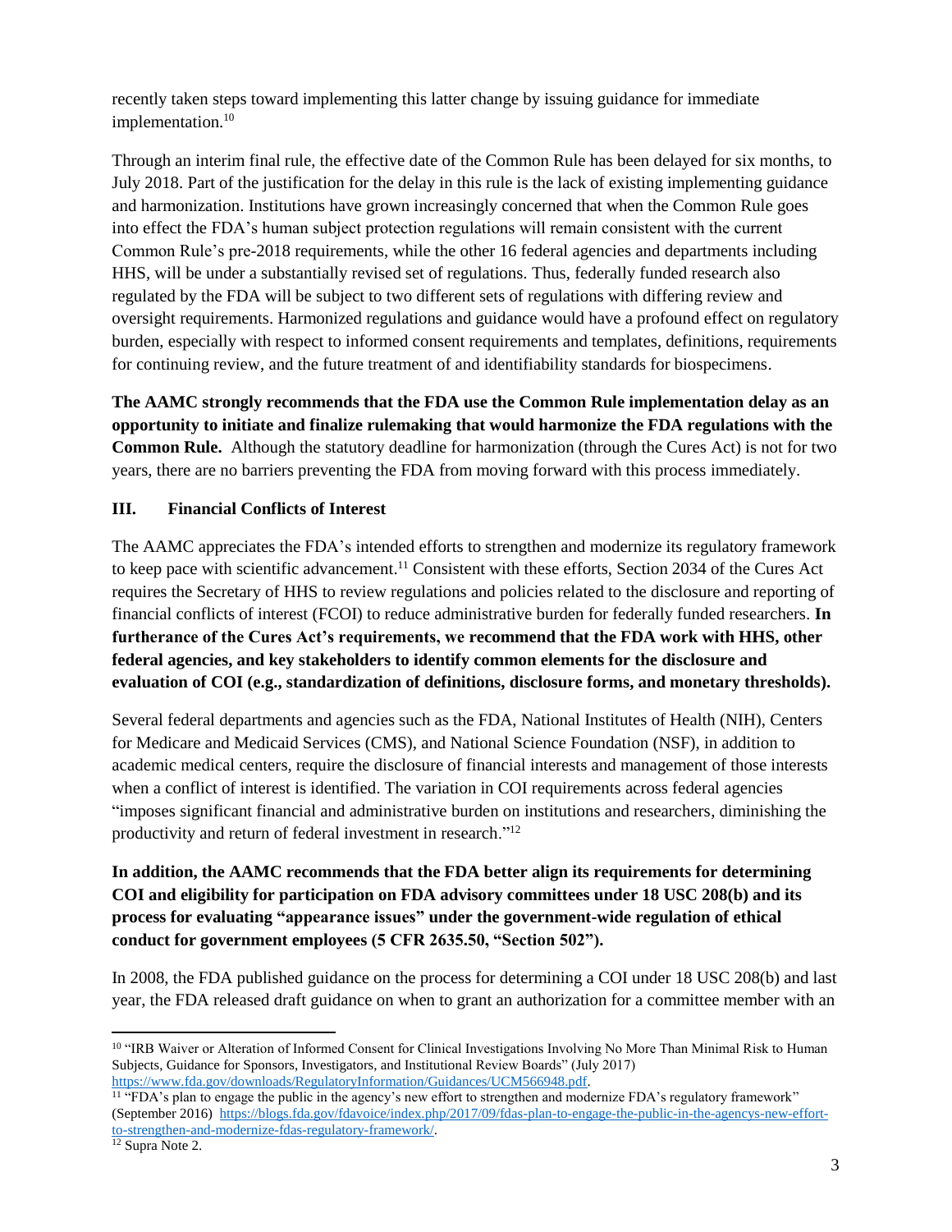recently taken steps toward implementing this latter change by issuing guidance for immediate implementation.[10]

Through an interim final rule, the effective date of the Common Rule has been delayed for six months, to July 2018. Part of the justification for the delay in this rule is the lack of existing implementing guidance and harmonization. Institutions have grown increasingly concerned that when the Common Rule goes into effect the FDA's human subject protection regulations will remain consistent with the current Common Rule's pre-2018 requirements, while the other 16 federal agencies and departments including HHS, will be under a substantially revised set of regulations. Thus, federally funded research also regulated by the FDA will be subject to two different sets of regulations with differing review and oversight requirements. Harmonized regulations and guidance would have a profound effect on regulatory burden, especially with respect to informed consent requirements and templates, definitions, requirements for continuing review, and the future treatment of and identifiability standards for biospecimens.

**The AAMC strongly recommends that the FDA use the Common Rule implementation delay as an opportunity to initiate and finalize rulemaking that would harmonize the FDA regulations with the Common Rule.** Although the statutory deadline for harmonization (through the Cures Act) is not for two years, there are no barriers preventing the FDA from moving forward with this process immediately.

## III. Financial Conflicts of Interest

The AAMC appreciates the FDA's intended efforts to strengthen and modernize its regulatory framework to keep pace with scientific advancement.[11] Consistent with these efforts, Section 2034 of the Cures Act requires the Secretary of HHS to review regulations and policies related to the disclosure and reporting of financial conflicts of interest (FCOI) to reduce administrative burden for federally funded researchers. **In furtherance of the Cures Act's requirements, we recommend that the FDA work with HHS, other federal agencies, and key stakeholders to identify common elements for the disclosure and evaluation of COI (e.g., standardization of definitions, disclosure forms, and monetary thresholds).**

Several federal departments and agencies such as the FDA, National Institutes of Health (NIH), Centers for Medicare and Medicaid Services (CMS), and National Science Foundation (NSF), in addition to academic medical centers, require the disclosure of financial interests and management of those interests when a conflict of interest is identified. The variation in COI requirements across federal agencies "imposes significant financial and administrative burden on institutions and researchers, diminishing the productivity and return of federal investment in research."[12]

**In addition, the AAMC recommends that the FDA better align its requirements for determining COI and eligibility for participation on FDA advisory committees under 18 USC 208(b) and its process for evaluating "appearance issues" under the government-wide regulation of ethical conduct for government employees (5 CFR 2635.50, "Section 502").**

In 2008, the FDA published guidance on the process for determining a COI under 18 USC 208(b) and last year, the FDA released draft guidance on when to grant an authorization for a committee member with an

---

[10] "IRB Waiver or Alteration of Informed Consent for Clinical Investigations Involving No More Than Minimal Risk to Human Subjects, Guidance for Sponsors, Investigators, and Institutional Review Boards" (July 2017) https://www.fda.gov/downloads/RegulatoryInformation/Guidances/UCM566948.pdf.

[11] "FDA's plan to engage the public in the agency's new effort to strengthen and modernize FDA's regulatory framework" (September 2016) https://blogs.fda.gov/fdavoice/index.php/2017/09/fdas-plan-to-engage-the-public-in-the-agencys-new-effort-to-strengthen-and-modernize-fdas-regulatory-framework/.

[12] Supra Note 2.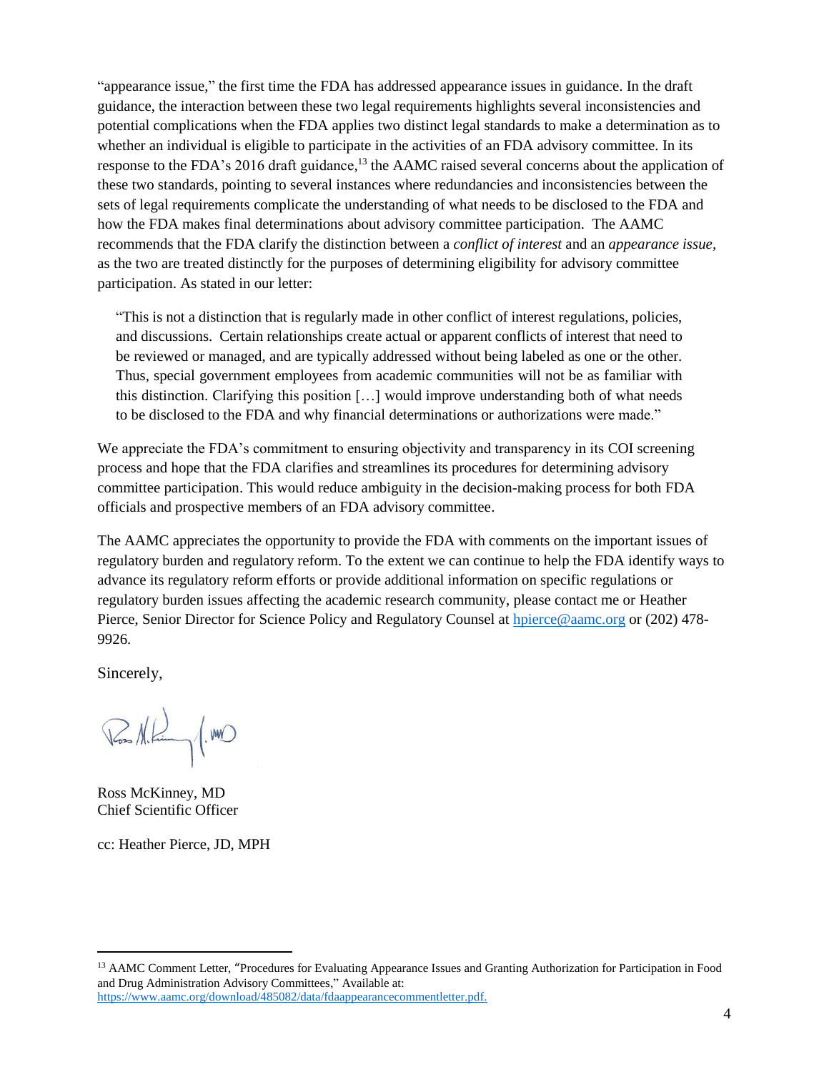"appearance issue," the first time the FDA has addressed appearance issues in guidance. In the draft guidance, the interaction between these two legal requirements highlights several inconsistencies and potential complications when the FDA applies two distinct legal standards to make a determination as to whether an individual is eligible to participate in the activities of an FDA advisory committee. In its response to the FDA's 2016 draft guidance,[13] the AAMC raised several concerns about the application of these two standards, pointing to several instances where redundancies and inconsistencies between the sets of legal requirements complicate the understanding of what needs to be disclosed to the FDA and how the FDA makes final determinations about advisory committee participation. The AAMC recommends that the FDA clarify the distinction between a *conflict of interest* and an *appearance issue*, as the two are treated distinctly for the purposes of determining eligibility for advisory committee participation. As stated in our letter:

> "This is not a distinction that is regularly made in other conflict of interest regulations, policies, and discussions. Certain relationships create actual or apparent conflicts of interest that need to be reviewed or managed, and are typically addressed without being labeled as one or the other. Thus, special government employees from academic communities will not be as familiar with this distinction. Clarifying this position […] would improve understanding both of what needs to be disclosed to the FDA and why financial determinations or authorizations were made."

We appreciate the FDA's commitment to ensuring objectivity and transparency in its COI screening process and hope that the FDA clarifies and streamlines its procedures for determining advisory committee participation. This would reduce ambiguity in the decision-making process for both FDA officials and prospective members of an FDA advisory committee.

The AAMC appreciates the opportunity to provide the FDA with comments on the important issues of regulatory burden and regulatory reform. To the extent we can continue to help the FDA identify ways to advance its regulatory reform efforts or provide additional information on specific regulations or regulatory burden issues affecting the academic research community, please contact me or Heather Pierce, Senior Director for Science Policy and Regulatory Counsel at hpierce@aamc.org or (202) 478-9926.

Sincerely,

Ross McKinney, MD
Chief Scientific Officer

cc: Heather Pierce, JD, MPH

---

[13] AAMC Comment Letter, "Procedures for Evaluating Appearance Issues and Granting Authorization for Participation in Food and Drug Administration Advisory Committees," Available at: https://www.aamc.org/download/485082/data/fdaappearancecommentletter.pdf.